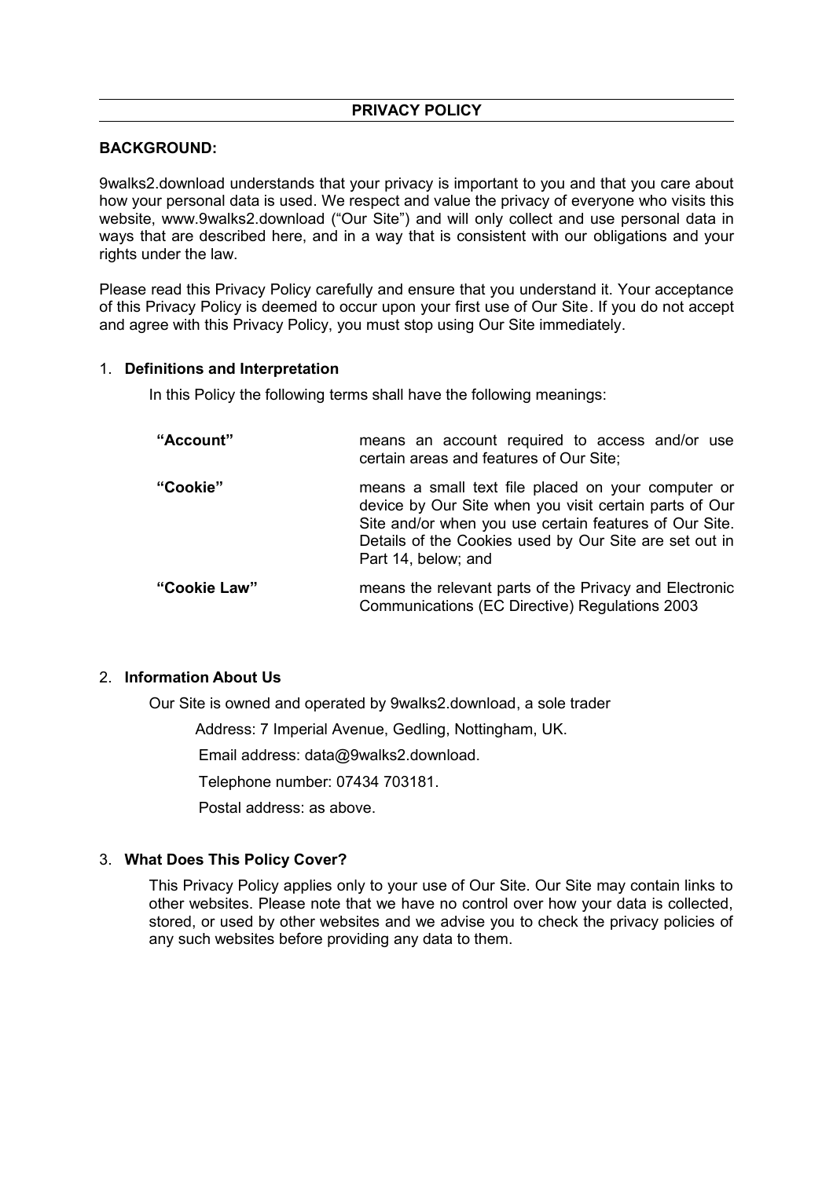# PRIVACY POLICY

**BACKGROUND:**

9walks2.download understands that your privacy is important to you and that you care about how your personal data is used. We respect and value the privacy of everyone who visits this website, www.9walks2.download ("Our Site") and will only collect and use personal data in ways that are described here, and in a way that is consistent with our obligations and your rights under the law.

Please read this Privacy Policy carefully and ensure that you understand it. Your acceptance of this Privacy Policy is deemed to occur upon your first use of Our Site. If you do not accept and agree with this Privacy Policy, you must stop using Our Site immediately.

## 1. Definitions and Interpretation

In this Policy the following terms shall have the following meanings:

| | |
|---|---|
| **"Account"** | means an account required to access and/or use certain areas and features of Our Site; |
| **"Cookie"** | means a small text file placed on your computer or device by Our Site when you visit certain parts of Our Site and/or when you use certain features of Our Site. Details of the Cookies used by Our Site are set out in Part 14, below; and |
| **"Cookie Law"** | means the relevant parts of the Privacy and Electronic Communications (EC Directive) Regulations 2003 |

## 2. Information About Us

Our Site is owned and operated by 9walks2.download, a sole trader

Address: 7 Imperial Avenue, Gedling, Nottingham, UK.

Email address: data@9walks2.download.

Telephone number: 07434 703181.

Postal address: as above.

## 3. What Does This Policy Cover?

This Privacy Policy applies only to your use of Our Site. Our Site may contain links to other websites. Please note that we have no control over how your data is collected, stored, or used by other websites and we advise you to check the privacy policies of any such websites before providing any data to them.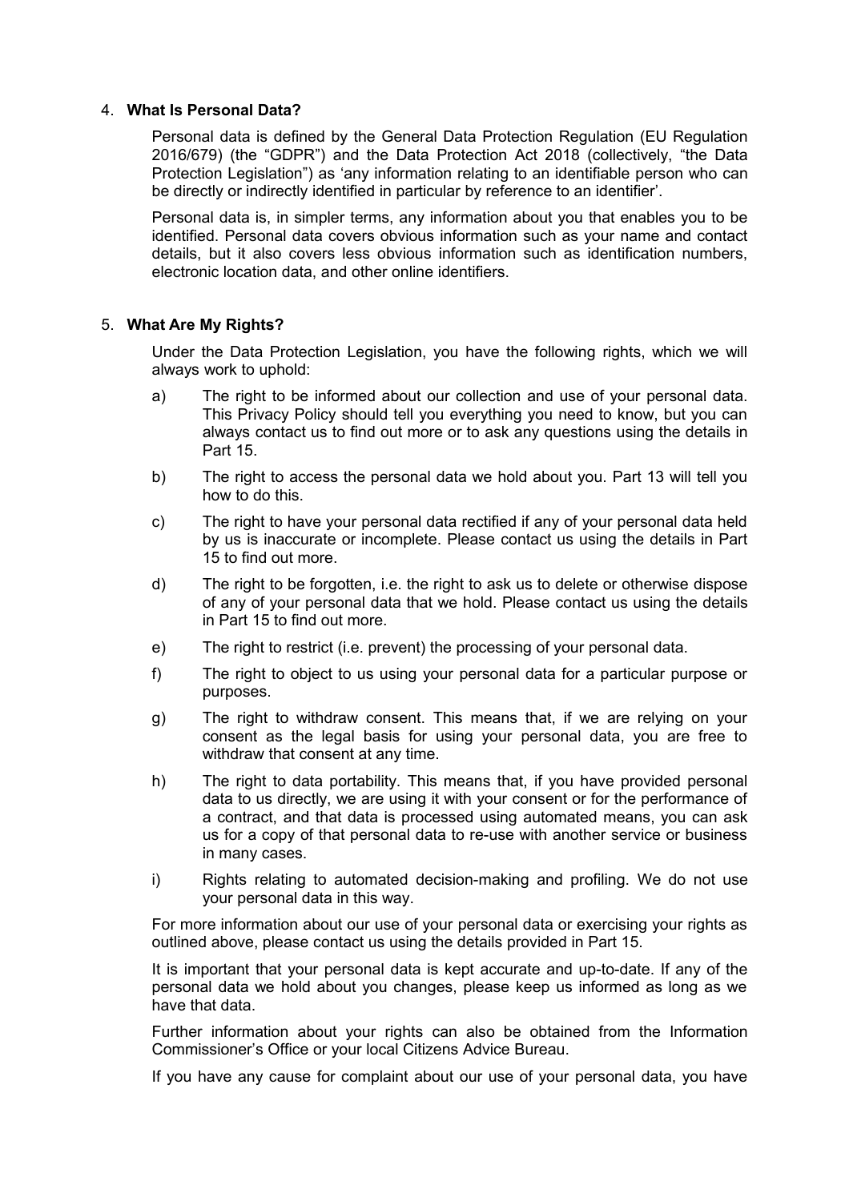## 4. What Is Personal Data?

Personal data is defined by the General Data Protection Regulation (EU Regulation 2016/679) (the "GDPR") and the Data Protection Act 2018 (collectively, "the Data Protection Legislation") as 'any information relating to an identifiable person who can be directly or indirectly identified in particular by reference to an identifier'.

Personal data is, in simpler terms, any information about you that enables you to be identified. Personal data covers obvious information such as your name and contact details, but it also covers less obvious information such as identification numbers, electronic location data, and other online identifiers.

## 5. What Are My Rights?

Under the Data Protection Legislation, you have the following rights, which we will always work to uphold:

a) The right to be informed about our collection and use of your personal data. This Privacy Policy should tell you everything you need to know, but you can always contact us to find out more or to ask any questions using the details in Part 15.

b) The right to access the personal data we hold about you. Part 13 will tell you how to do this.

c) The right to have your personal data rectified if any of your personal data held by us is inaccurate or incomplete. Please contact us using the details in Part 15 to find out more.

d) The right to be forgotten, i.e. the right to ask us to delete or otherwise dispose of any of your personal data that we hold. Please contact us using the details in Part 15 to find out more.

e) The right to restrict (i.e. prevent) the processing of your personal data.

f) The right to object to us using your personal data for a particular purpose or purposes.

g) The right to withdraw consent. This means that, if we are relying on your consent as the legal basis for using your personal data, you are free to withdraw that consent at any time.

h) The right to data portability. This means that, if you have provided personal data to us directly, we are using it with your consent or for the performance of a contract, and that data is processed using automated means, you can ask us for a copy of that personal data to re-use with another service or business in many cases.

i) Rights relating to automated decision-making and profiling. We do not use your personal data in this way.

For more information about our use of your personal data or exercising your rights as outlined above, please contact us using the details provided in Part 15.

It is important that your personal data is kept accurate and up-to-date. If any of the personal data we hold about you changes, please keep us informed as long as we have that data.

Further information about your rights can also be obtained from the Information Commissioner's Office or your local Citizens Advice Bureau.

If you have any cause for complaint about our use of your personal data, you have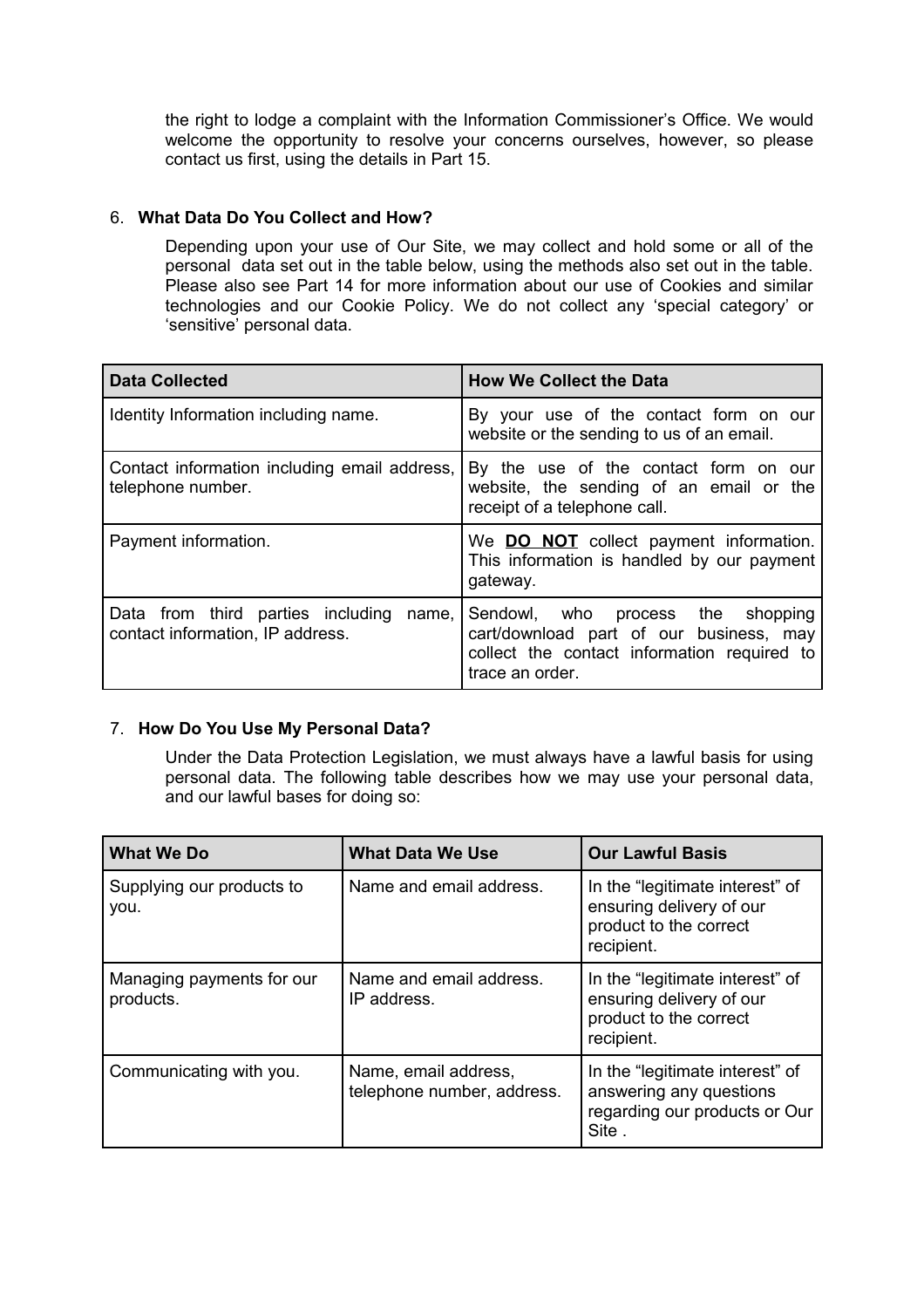the right to lodge a complaint with the Information Commissioner's Office. We would welcome the opportunity to resolve your concerns ourselves, however, so please contact us first, using the details in Part 15.

## 6. What Data Do You Collect and How?

Depending upon your use of Our Site, we may collect and hold some or all of the personal data set out in the table below, using the methods also set out in the table. Please also see Part 14 for more information about our use of Cookies and similar technologies and our Cookie Policy. We do not collect any 'special category' or 'sensitive' personal data.

| Data Collected | How We Collect the Data |
|---|---|
| Identity Information including name. | By your use of the contact form on our website or the sending to us of an email. |
| Contact information including email address, telephone number. | By the use of the contact form on our website, the sending of an email or the receipt of a telephone call. |
| Payment information. | We **DO NOT** collect payment information. This information is handled by our payment gateway. |
| Data from third parties including name, contact information, IP address. | Sendowl, who process the shopping cart/download part of our business, may collect the contact information required to trace an order. |

## 7. How Do You Use My Personal Data?

Under the Data Protection Legislation, we must always have a lawful basis for using personal data. The following table describes how we may use your personal data, and our lawful bases for doing so:

| What We Do | What Data We Use | Our Lawful Basis |
|---|---|---|
| Supplying our products to you. | Name and email address. | In the "legitimate interest" of ensuring delivery of our product to the correct recipient. |
| Managing payments for our products. | Name and email address. IP address. | In the "legitimate interest" of ensuring delivery of our product to the correct recipient. |
| Communicating with you. | Name, email address, telephone number, address. | In the "legitimate interest" of answering any questions regarding our products or Our Site . |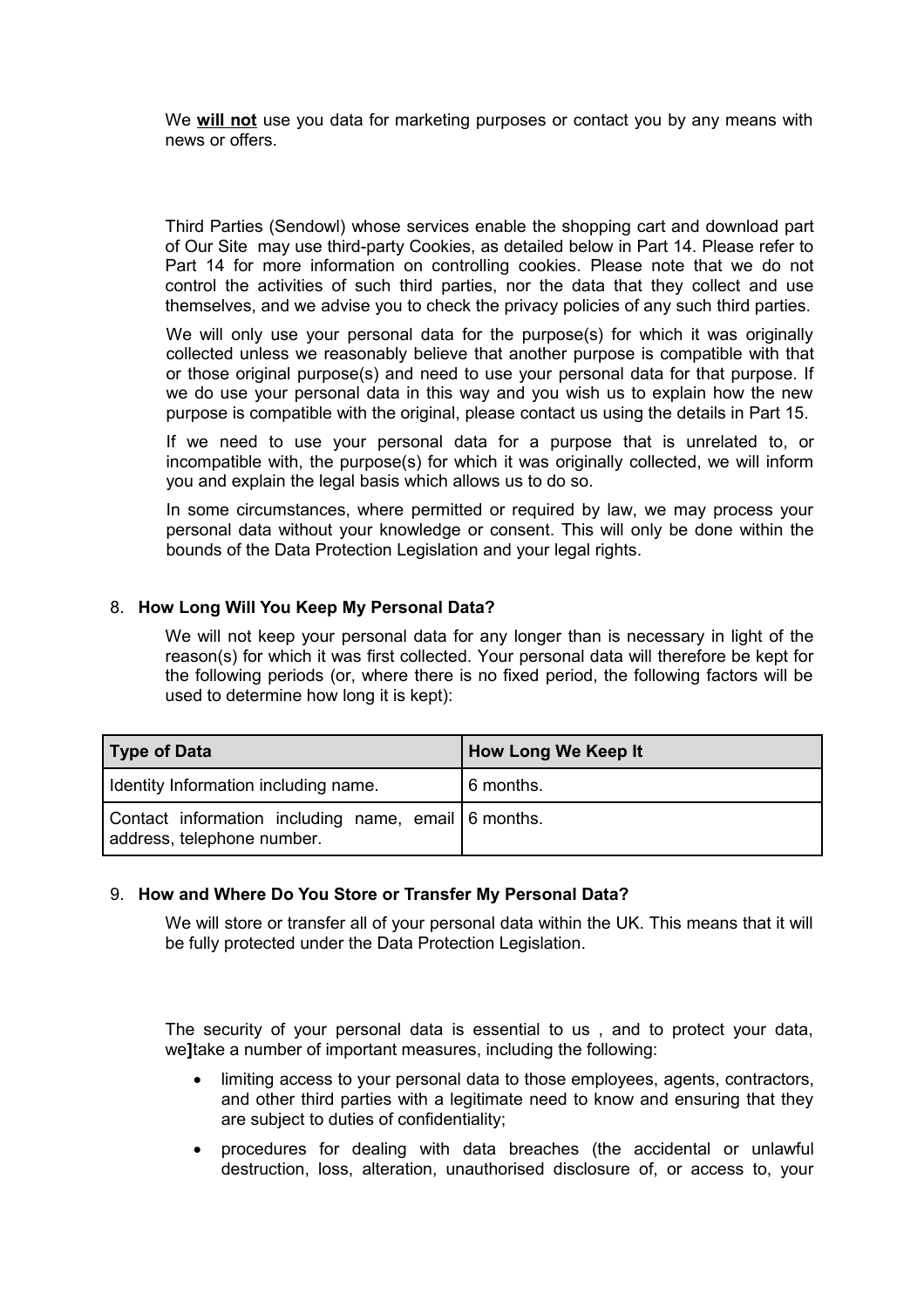We **will not** use you data for marketing purposes or contact you by any means with news or offers.

Third Parties (Sendowl) whose services enable the shopping cart and download part of Our Site may use third-party Cookies, as detailed below in Part 14. Please refer to Part 14 for more information on controlling cookies. Please note that we do not control the activities of such third parties, nor the data that they collect and use themselves, and we advise you to check the privacy policies of any such third parties.

We will only use your personal data for the purpose(s) for which it was originally collected unless we reasonably believe that another purpose is compatible with that or those original purpose(s) and need to use your personal data for that purpose. If we do use your personal data in this way and you wish us to explain how the new purpose is compatible with the original, please contact us using the details in Part 15.

If we need to use your personal data for a purpose that is unrelated to, or incompatible with, the purpose(s) for which it was originally collected, we will inform you and explain the legal basis which allows us to do so.

In some circumstances, where permitted or required by law, we may process your personal data without your knowledge or consent. This will only be done within the bounds of the Data Protection Legislation and your legal rights.

8. **How Long Will You Keep My Personal Data?**

We will not keep your personal data for any longer than is necessary in light of the reason(s) for which it was first collected. Your personal data will therefore be kept for the following periods (or, where there is no fixed period, the following factors will be used to determine how long it is kept):

| Type of Data | How Long We Keep It |
| --- | --- |
| Identity Information including name. | 6 months. |
| Contact information including name, email address, telephone number. | 6 months. |

9. **How and Where Do You Store or Transfer My Personal Data?**

We will store or transfer all of your personal data within the UK. This means that it will be fully protected under the Data Protection Legislation.

The security of your personal data is essential to us , and to protect your data, we**]**take a number of important measures, including the following:

- limiting access to your personal data to those employees, agents, contractors, and other third parties with a legitimate need to know and ensuring that they are subject to duties of confidentiality;
- procedures for dealing with data breaches (the accidental or unlawful destruction, loss, alteration, unauthorised disclosure of, or access to, your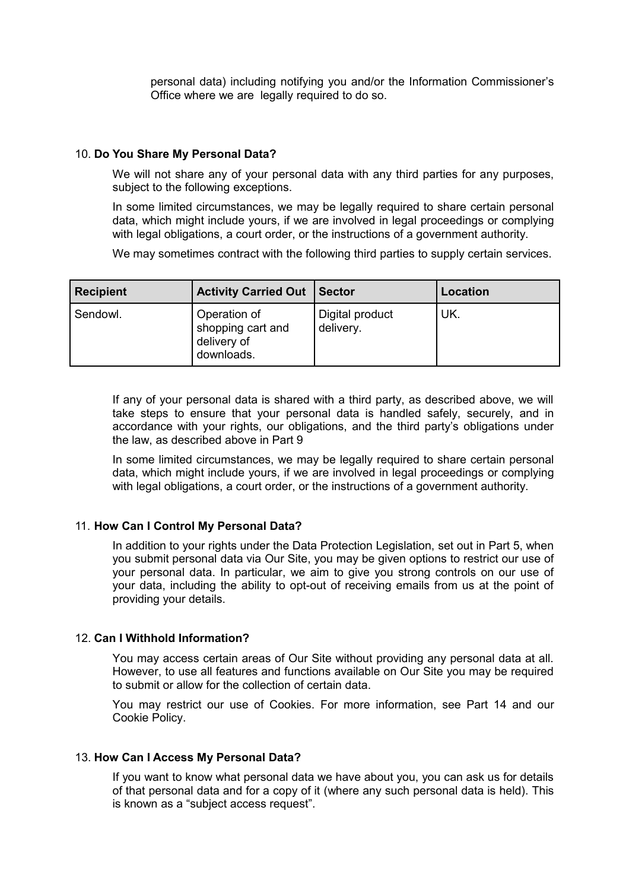personal data) including notifying you and/or the Information Commissioner's Office where we are legally required to do so.

10. **Do You Share My Personal Data?**

We will not share any of your personal data with any third parties for any purposes, subject to the following exceptions.

In some limited circumstances, we may be legally required to share certain personal data, which might include yours, if we are involved in legal proceedings or complying with legal obligations, a court order, or the instructions of a government authority.

We may sometimes contract with the following third parties to supply certain services.

| Recipient | Activity Carried Out | Sector | Location |
| --- | --- | --- | --- |
| Sendowl. | Operation of shopping cart and delivery of downloads. | Digital product delivery. | UK. |

If any of your personal data is shared with a third party, as described above, we will take steps to ensure that your personal data is handled safely, securely, and in accordance with your rights, our obligations, and the third party's obligations under the law, as described above in Part 9

In some limited circumstances, we may be legally required to share certain personal data, which might include yours, if we are involved in legal proceedings or complying with legal obligations, a court order, or the instructions of a government authority.

11. **How Can I Control My Personal Data?**

In addition to your rights under the Data Protection Legislation, set out in Part 5, when you submit personal data via Our Site, you may be given options to restrict our use of your personal data. In particular, we aim to give you strong controls on our use of your data, including the ability to opt-out of receiving emails from us at the point of providing your details.

12. **Can I Withhold Information?**

You may access certain areas of Our Site without providing any personal data at all. However, to use all features and functions available on Our Site you may be required to submit or allow for the collection of certain data.

You may restrict our use of Cookies. For more information, see Part 14 and our Cookie Policy.

13. **How Can I Access My Personal Data?**

If you want to know what personal data we have about you, you can ask us for details of that personal data and for a copy of it (where any such personal data is held). This is known as a "subject access request".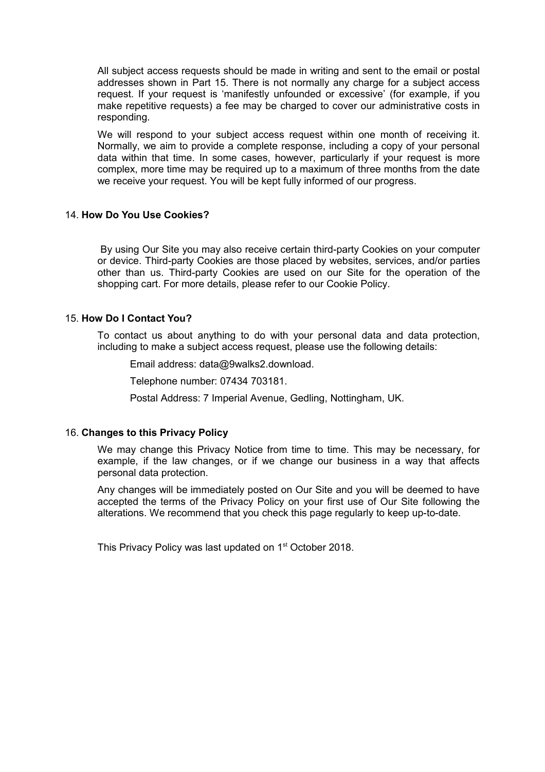All subject access requests should be made in writing and sent to the email or postal addresses shown in Part 15. There is not normally any charge for a subject access request. If your request is 'manifestly unfounded or excessive' (for example, if you make repetitive requests) a fee may be charged to cover our administrative costs in responding.

We will respond to your subject access request within one month of receiving it. Normally, we aim to provide a complete response, including a copy of your personal data within that time. In some cases, however, particularly if your request is more complex, more time may be required up to a maximum of three months from the date we receive your request. You will be kept fully informed of our progress.

## 14. How Do You Use Cookies?

By using Our Site you may also receive certain third-party Cookies on your computer or device. Third-party Cookies are those placed by websites, services, and/or parties other than us. Third-party Cookies are used on our Site for the operation of the shopping cart. For more details, please refer to our Cookie Policy.

## 15. How Do I Contact You?

To contact us about anything to do with your personal data and data protection, including to make a subject access request, please use the following details:

Email address: data@9walks2.download.

Telephone number: 07434 703181.

Postal Address: 7 Imperial Avenue, Gedling, Nottingham, UK.

## 16. Changes to this Privacy Policy

We may change this Privacy Notice from time to time. This may be necessary, for example, if the law changes, or if we change our business in a way that affects personal data protection.

Any changes will be immediately posted on Our Site and you will be deemed to have accepted the terms of the Privacy Policy on your first use of Our Site following the alterations. We recommend that you check this page regularly to keep up-to-date.

This Privacy Policy was last updated on 1st October 2018.